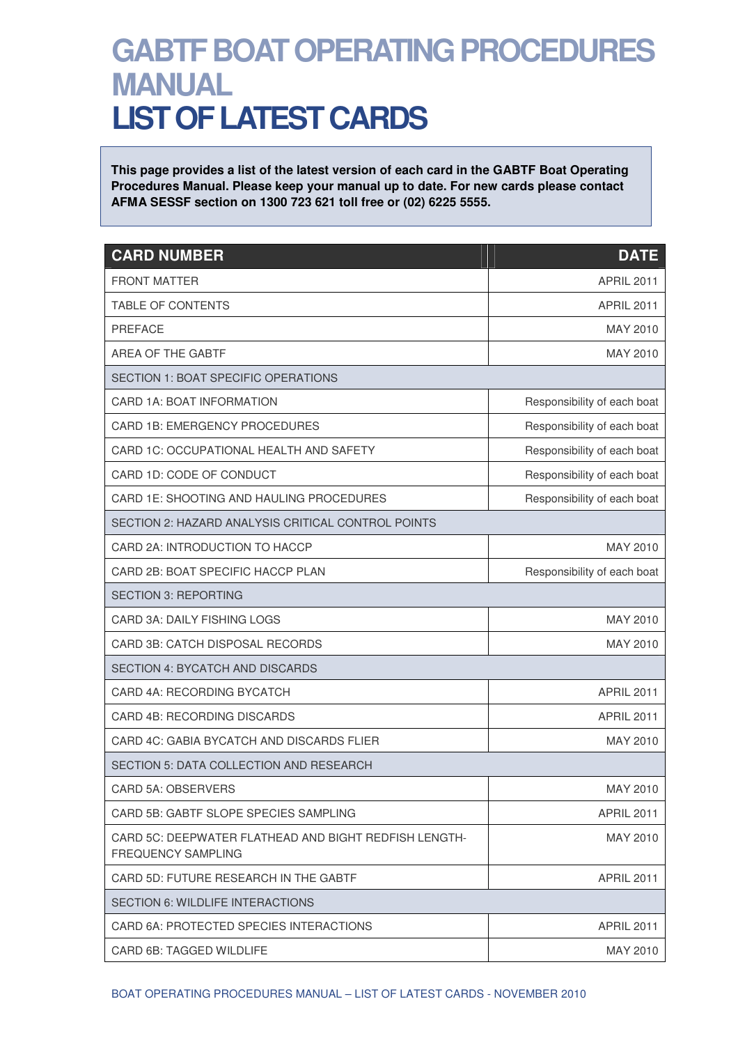# GABTF BOAT OPERATING PROCEDURES MANUAL
# LIST OF LATEST CARDS

**This page provides a list of the latest version of each card in the GABTF Boat Operating Procedures Manual. Please keep your manual up to date. For new cards please contact AFMA SESSF section on 1300 723 621 toll free or (02) 6225 5555.**

| CARD NUMBER | DATE |
|---|---|
| FRONT MATTER | APRIL 2011 |
| TABLE OF CONTENTS | APRIL 2011 |
| PREFACE | MAY 2010 |
| AREA OF THE GABTF | MAY 2010 |
| SECTION 1: BOAT SPECIFIC OPERATIONS | |
| CARD 1A: BOAT INFORMATION | Responsibility of each boat |
| CARD 1B: EMERGENCY PROCEDURES | Responsibility of each boat |
| CARD 1C: OCCUPATIONAL HEALTH AND SAFETY | Responsibility of each boat |
| CARD 1D: CODE OF CONDUCT | Responsibility of each boat |
| CARD 1E: SHOOTING AND HAULING PROCEDURES | Responsibility of each boat |
| SECTION 2: HAZARD ANALYSIS CRITICAL CONTROL POINTS | |
| CARD 2A: INTRODUCTION TO HACCP | MAY 2010 |
| CARD 2B: BOAT SPECIFIC HACCP PLAN | Responsibility of each boat |
| SECTION 3: REPORTING | |
| CARD 3A: DAILY FISHING LOGS | MAY 2010 |
| CARD 3B: CATCH DISPOSAL RECORDS | MAY 2010 |
| SECTION 4: BYCATCH AND DISCARDS | |
| CARD 4A: RECORDING BYCATCH | APRIL 2011 |
| CARD 4B: RECORDING DISCARDS | APRIL 2011 |
| CARD 4C: GABIA BYCATCH AND DISCARDS FLIER | MAY 2010 |
| SECTION 5: DATA COLLECTION AND RESEARCH | |
| CARD 5A: OBSERVERS | MAY 2010 |
| CARD 5B: GABTF SLOPE SPECIES SAMPLING | APRIL 2011 |
| CARD 5C: DEEPWATER FLATHEAD AND BIGHT REDFISH LENGTH-FREQUENCY SAMPLING | MAY 2010 |
| CARD 5D: FUTURE RESEARCH IN THE GABTF | APRIL 2011 |
| SECTION 6: WILDLIFE INTERACTIONS | |
| CARD 6A: PROTECTED SPECIES INTERACTIONS | APRIL 2011 |
| CARD 6B: TAGGED WILDLIFE | MAY 2010 |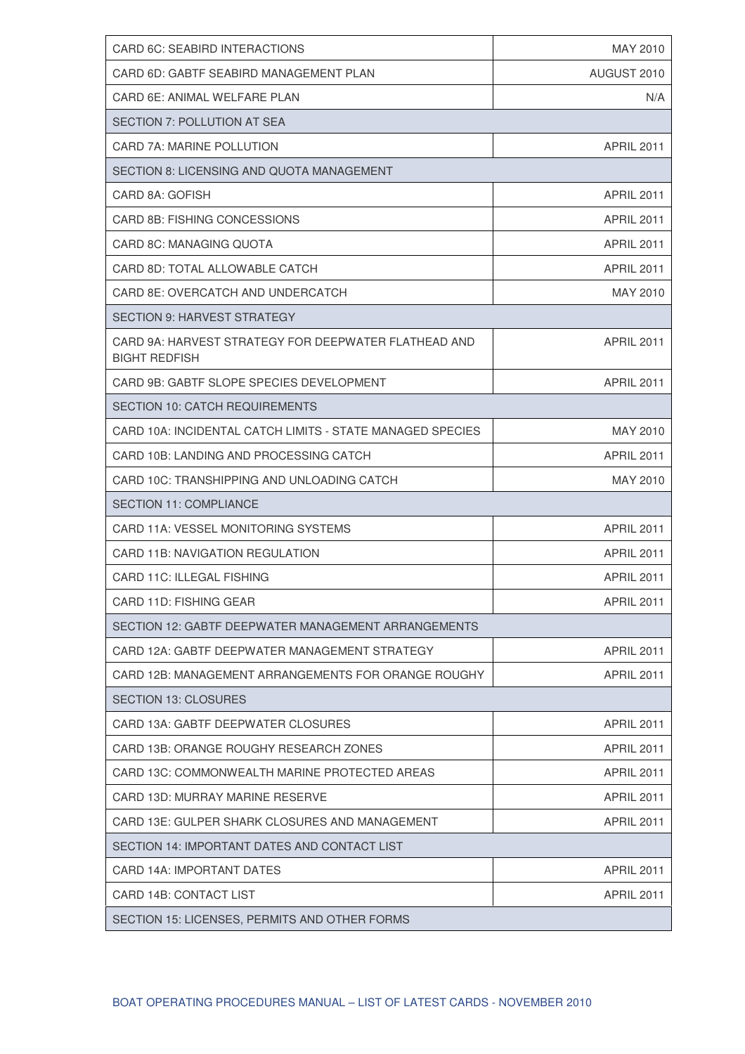| | |
|---|---|
| CARD 6C: SEABIRD INTERACTIONS | MAY 2010 |
| CARD 6D: GABTF SEABIRD MANAGEMENT PLAN | AUGUST 2010 |
| CARD 6E: ANIMAL WELFARE PLAN | N/A |
| SECTION 7: POLLUTION AT SEA | |
| CARD 7A: MARINE POLLUTION | APRIL 2011 |
| SECTION 8: LICENSING AND QUOTA MANAGEMENT | |
| CARD 8A: GOFISH | APRIL 2011 |
| CARD 8B: FISHING CONCESSIONS | APRIL 2011 |
| CARD 8C: MANAGING QUOTA | APRIL 2011 |
| CARD 8D: TOTAL ALLOWABLE CATCH | APRIL 2011 |
| CARD 8E: OVERCATCH AND UNDERCATCH | MAY 2010 |
| SECTION 9: HARVEST STRATEGY | |
| CARD 9A: HARVEST STRATEGY FOR DEEPWATER FLATHEAD AND BIGHT REDFISH | APRIL 2011 |
| CARD 9B: GABTF SLOPE SPECIES DEVELOPMENT | APRIL 2011 |
| SECTION 10: CATCH REQUIREMENTS | |
| CARD 10A: INCIDENTAL CATCH LIMITS - STATE MANAGED SPECIES | MAY 2010 |
| CARD 10B: LANDING AND PROCESSING CATCH | APRIL 2011 |
| CARD 10C: TRANSHIPPING AND UNLOADING CATCH | MAY 2010 |
| SECTION 11: COMPLIANCE | |
| CARD 11A: VESSEL MONITORING SYSTEMS | APRIL 2011 |
| CARD 11B: NAVIGATION REGULATION | APRIL 2011 |
| CARD 11C: ILLEGAL FISHING | APRIL 2011 |
| CARD 11D: FISHING GEAR | APRIL 2011 |
| SECTION 12: GABTF DEEPWATER MANAGEMENT ARRANGEMENTS | |
| CARD 12A: GABTF DEEPWATER MANAGEMENT STRATEGY | APRIL 2011 |
| CARD 12B: MANAGEMENT ARRANGEMENTS FOR ORANGE ROUGHY | APRIL 2011 |
| SECTION 13: CLOSURES | |
| CARD 13A: GABTF DEEPWATER CLOSURES | APRIL 2011 |
| CARD 13B: ORANGE ROUGHY RESEARCH ZONES | APRIL 2011 |
| CARD 13C: COMMONWEALTH MARINE PROTECTED AREAS | APRIL 2011 |
| CARD 13D: MURRAY MARINE RESERVE | APRIL 2011 |
| CARD 13E: GULPER SHARK CLOSURES AND MANAGEMENT | APRIL 2011 |
| SECTION 14: IMPORTANT DATES AND CONTACT LIST | |
| CARD 14A: IMPORTANT DATES | APRIL 2011 |
| CARD 14B: CONTACT LIST | APRIL 2011 |
| SECTION 15: LICENSES, PERMITS AND OTHER FORMS | |